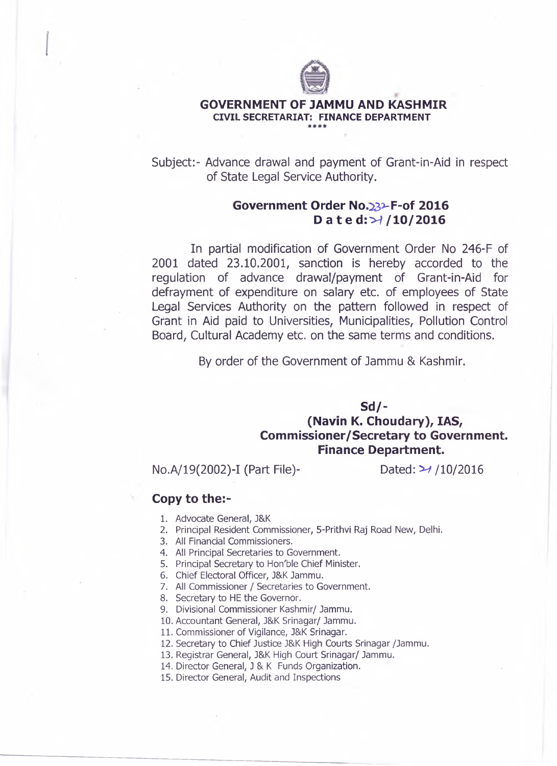# GOVERNMENT OF JAMMU AND KASHMIR

**CIVIL SECRETARIAT: FINANCE DEPARTMENT**

****

Subject:- Advance drawal and payment of Grant-in-Aid in respect of State Legal Service Authority.

**Government Order No.232-F-of 2016**
**D a t e d: 24 /10/2016**

In partial modification of Government Order No 246-F of 2001 dated 23.10.2001, sanction is hereby accorded to the regulation of advance drawal/payment of Grant-in-Aid for defrayment of expenditure on salary etc. of employees of State Legal Services Authority on the pattern followed in respect of Grant in Aid paid to Universities, Municipalities, Pollution Control Board, Cultural Academy etc. on the same terms and conditions.

By order of the Government of Jammu & Kashmir.

**Sd/-**
**(Navin K. Choudary), IAS,**
**Commissioner/Secretary to Government.**
**Finance Department.**

No.A/19(2002)-I (Part File)- Dated: 24 /10/2016

**Copy to the:-**

1. Advocate General, J&K
2. Principal Resident Commissioner, 5-Prithvi Raj Road New, Delhi.
3. All Financial Commissioners.
4. All Principal Secretaries to Government.
5. Principal Secretary to Hon'ble Chief Minister.
6. Chief Electoral Officer, J&K Jammu.
7. All Commissioner / Secretaries to Government.
8. Secretary to HE the Governor.
9. Divisional Commissioner Kashmir/ Jammu.
10. Accountant General, J&K Srinagar/ Jammu.
11. Commissioner of Vigilance, J&K Srinagar.
12. Secretary to Chief Justice J&K High Courts Srinagar /Jammu.
13. Registrar General, J&K High Court Srinagar/ Jammu.
14. Director General, J & K Funds Organization.
15. Director General, Audit and Inspections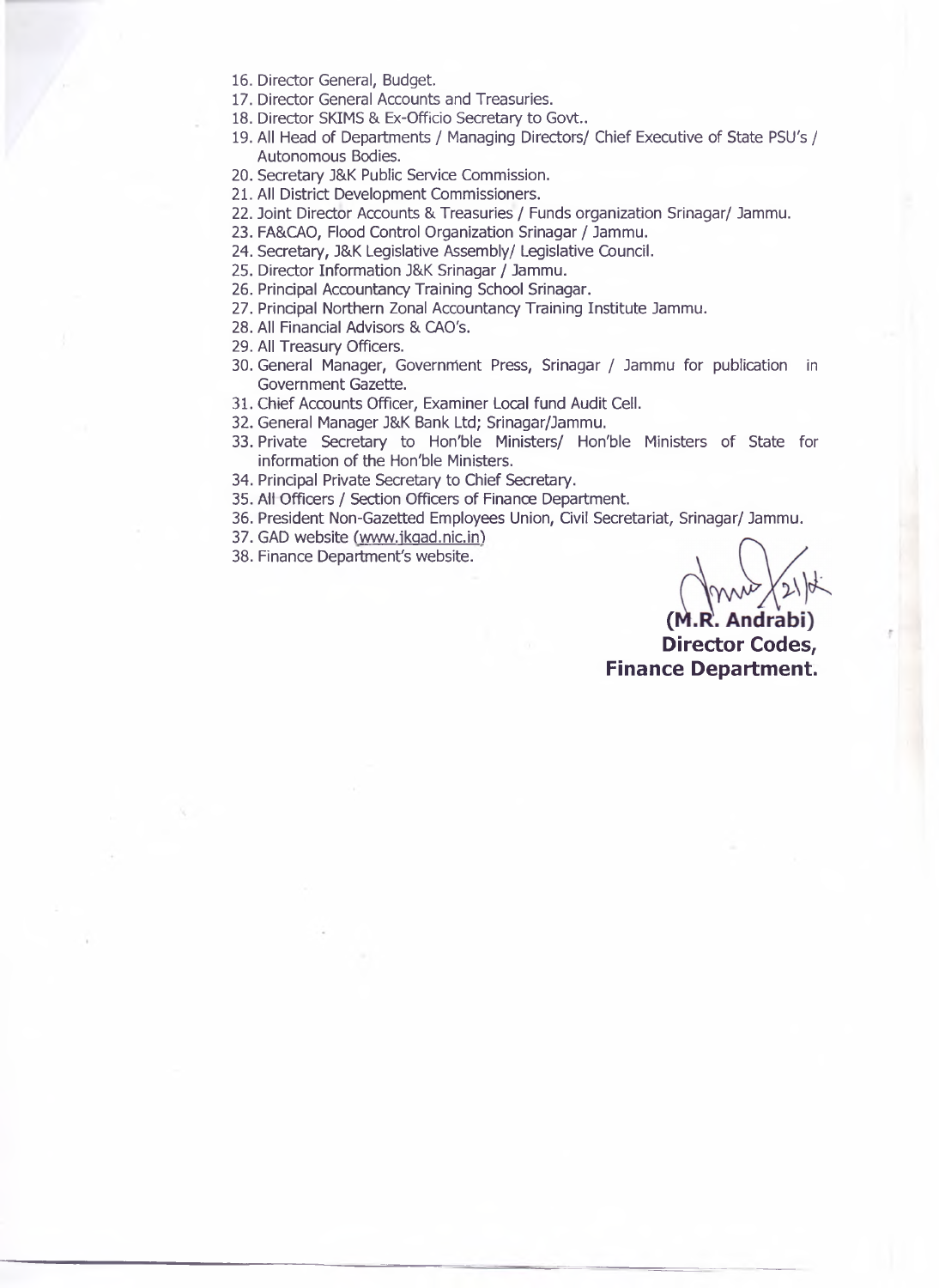16. Director General, Budget.
17. Director General Accounts and Treasuries.
18. Director SKIMS & Ex-Officio Secretary to Govt..
19. All Head of Departments / Managing Directors/ Chief Executive of State PSU's / Autonomous Bodies.
20. Secretary J&K Public Service Commission.
21. All District Development Commissioners.
22. Joint Director Accounts & Treasuries / Funds organization Srinagar/ Jammu.
23. FA&CAO, Flood Control Organization Srinagar / Jammu.
24. Secretary, J&K Legislative Assembly/ Legislative Council.
25. Director Information J&K Srinagar / Jammu.
26. Principal Accountancy Training School Srinagar.
27. Principal Northern Zonal Accountancy Training Institute Jammu.
28. All Financial Advisors & CAO's.
29. All Treasury Officers.
30. General Manager, Government Press, Srinagar / Jammu for publication in Government Gazette.
31. Chief Accounts Officer, Examiner Local fund Audit Cell.
32. General Manager J&K Bank Ltd; Srinagar/Jammu.
33. Private Secretary to Hon'ble Ministers/ Hon'ble Ministers of State for information of the Hon'ble Ministers.
34. Principal Private Secretary to Chief Secretary.
35. All Officers / Section Officers of Finance Department.
36. President Non-Gazetted Employees Union, Civil Secretariat, Srinagar/ Jammu.
37. GAD website (www.jkgad.nic.in)
38. Finance Department's website.

**(M.R. Andrabi)**
**Director Codes,**
**Finance Department.**